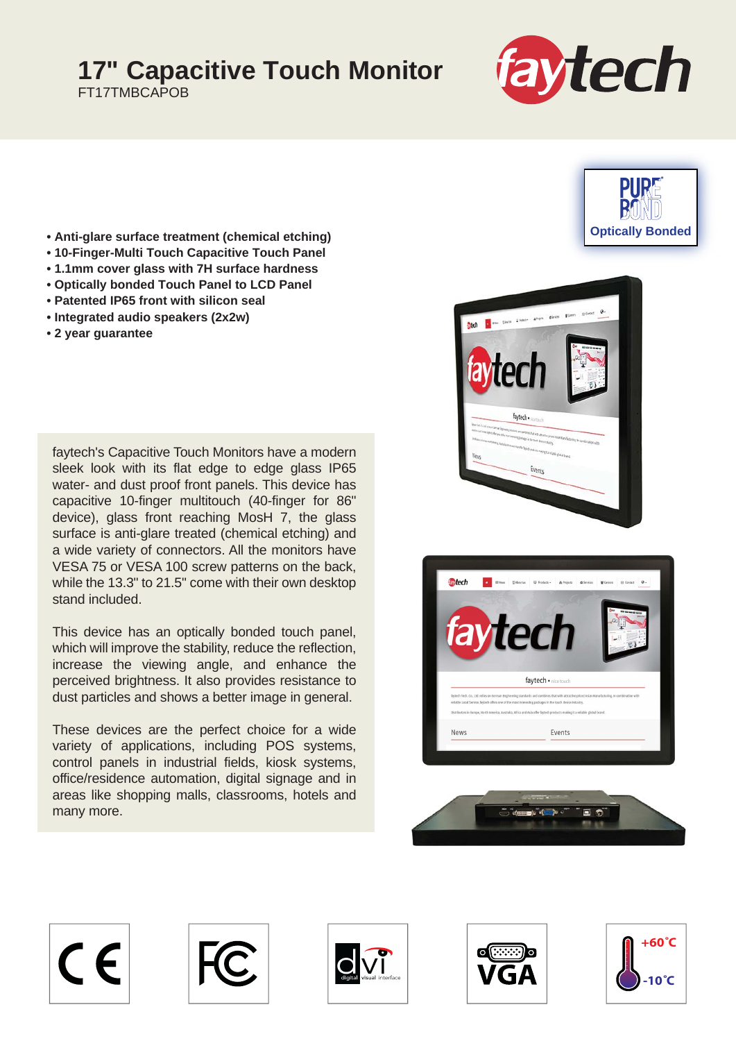# 17" Capacitive Touch Monitor

FT17TMBCAPOB

PURE BOND Optically Bonded

- **Anti-glare surface treatment (chemical etching)**
- **10-Finger-Multi Touch Capacitive Touch Panel**
- **1.1mm cover glass with 7H surface hardness**
- **Optically bonded Touch Panel to LCD Panel**
- **Patented IP65 front with silicon seal**
- **Integrated audio speakers (2x2w)**
- **2 year guarantee**

faytech's Capacitive Touch Monitors have a modern sleek look with its flat edge to edge glass IP65 water- and dust proof front panels. This device has capacitive 10-finger multitouch (40-finger for 86" device), glass front reaching MosH 7, the glass surface is anti-glare treated (chemical etching) and a wide variety of connectors. All the monitors have VESA 75 or VESA 100 screw patterns on the back, while the 13.3" to 21.5" come with their own desktop stand included.

This device has an optically bonded touch panel, which will improve the stability, reduce the reflection, increase the viewing angle, and enhance the perceived brightness. It also provides resistance to dust particles and shows a better image in general.

These devices are the perfect choice for a wide variety of applications, including POS systems, control panels in industrial fields, kiosk systems, office/residence automation, digital signage and in areas like shopping malls, classrooms, hotels and many more.

CE | FC | dvi digital visual interface | VGA | +60˚C -10˚C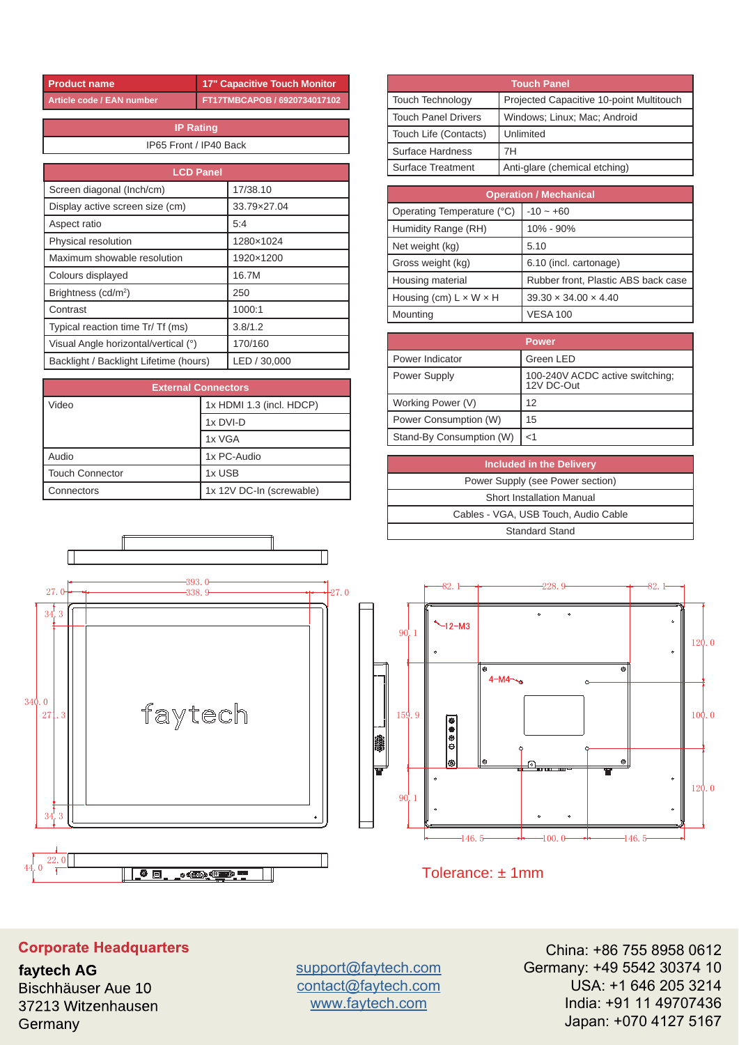| Product name | 17" Capacitive Touch Monitor |
|---|---|
| Article code / EAN number | FT17TMBCAPOB / 6920734017102 |

| IP Rating |
|---|
| IP65 Front / IP40 Back |

| LCD Panel | |
|---|---|
| Screen diagonal (Inch/cm) | 17/38.10 |
| Display active screen size (cm) | 33.79×27.04 |
| Aspect ratio | 5:4 |
| Physical resolution | 1280×1024 |
| Maximum showable resolution | 1920×1200 |
| Colours displayed | 16.7M |
| Brightness (cd/m²) | 250 |
| Contrast | 1000:1 |
| Typical reaction time Tr/ Tf (ms) | 3.8/1.2 |
| Visual Angle horizontal/vertical (°) | 170/160 |
| Backlight / Backlight Lifetime (hours) | LED / 30,000 |

| External Connectors | |
|---|---|
| Video | 1x HDMI 1.3 (incl. HDCP) |
| | 1x DVI-D |
| | 1x VGA |
| Audio | 1x PC-Audio |
| Touch Connector | 1x USB |
| Connectors | 1x 12V DC-In (screwable) |

| Touch Panel | |
|---|---|
| Touch Technology | Projected Capacitive 10-point Multitouch |
| Touch Panel Drivers | Windows; Linux; Mac; Android |
| Touch Life (Contacts) | Unlimited |
| Surface Hardness | 7H |
| Surface Treatment | Anti-glare (chemical etching) |

| Operation / Mechanical | |
|---|---|
| Operating Temperature (°C) | -10 ~ +60 |
| Humidity Range (RH) | 10% - 90% |
| Net weight (kg) | 5.10 |
| Gross weight (kg) | 6.10 (incl. cartonage) |
| Housing material | Rubber front, Plastic ABS back case |
| Housing (cm) L × W × H | 39.30 × 34.00 × 4.40 |
| Mounting | VESA 100 |

| Power | |
|---|---|
| Power Indicator | Green LED |
| Power Supply | 100-240V ACDC active switching; 12V DC-Out |
| Working Power (V) | 12 |
| Power Consumption (W) | 15 |
| Stand-By Consumption (W) | <1 |

| Included in the Delivery |
|---|
| Power Supply (see Power section) |
| Short Installation Manual |
| Cables - VGA, USB Touch, Audio Cable |
| Standard Stand |

393.0
338.9
27.0
27.0
34.3
340.0
271.3
34.3
22.0
44.0
faytech

82.1
228.9
82.1
12-M3
4-M4
90.1
159.9
90.1
120.0
100.0
120.0
146.5
100.0
146.5

Tolerance: ± 1mm

**Corporate Headquarters**

**faytech AG**
Bischhäuser Aue 10
37213 Witzenhausen
Germany

support@faytech.com
contact@faytech.com
www.faytech.com

China: +86 755 8958 0612
Germany: +49 5542 30374 10
USA: +1 646 205 3214
India: +91 11 49707436
Japan: +070 4127 5167